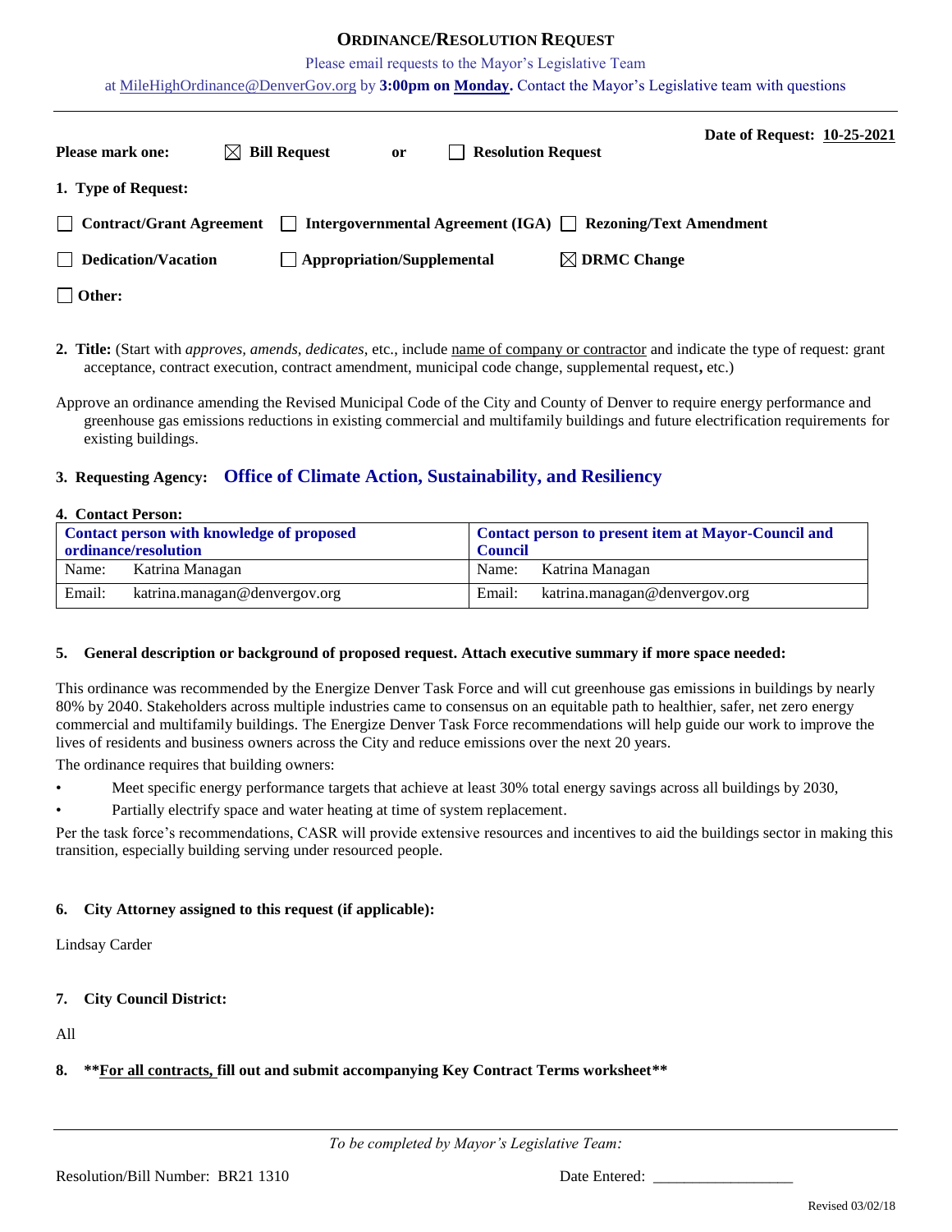# ORDINANCE/RESOLUTION REQUEST

Please email requests to the Mayor's Legislative Team

at MileHighOrdinance@DenverGov.org by **3:00pm on Monday.** Contact the Mayor's Legislative team with questions

**Date of Request: 10-25-2021**

**Please mark one:** ☒ **Bill Request** **or** ☐ **Resolution Request**

**1. Type of Request:**

☐ **Contract/Grant Agreement** ☐ **Intergovernmental Agreement (IGA)** ☐ **Rezoning/Text Amendment**

☐ **Dedication/Vacation** ☐ **Appropriation/Supplemental** ☒ **DRMC Change**

☐ **Other:**

**2. Title:** (Start with *approves, amends, dedicates*, etc., include name of company or contractor and indicate the type of request: grant acceptance, contract execution, contract amendment, municipal code change, supplemental request**,** etc.)

Approve an ordinance amending the Revised Municipal Code of the City and County of Denver to require energy performance and greenhouse gas emissions reductions in existing commercial and multifamily buildings and future electrification requirements for existing buildings.

**3. Requesting Agency:** **Office of Climate Action, Sustainability, and Resiliency**

**4. Contact Person:**

| Contact person with knowledge of proposed ordinance/resolution | Contact person to present item at Mayor-Council and Council |
|---|---|
| Name: Katrina Managan | Name: Katrina Managan |
| Email: katrina.managan@denvergov.org | Email: katrina.managan@denvergov.org |

**5. General description or background of proposed request. Attach executive summary if more space needed:**

This ordinance was recommended by the Energize Denver Task Force and will cut greenhouse gas emissions in buildings by nearly 80% by 2040. Stakeholders across multiple industries came to consensus on an equitable path to healthier, safer, net zero energy commercial and multifamily buildings. The Energize Denver Task Force recommendations will help guide our work to improve the lives of residents and business owners across the City and reduce emissions over the next 20 years.

The ordinance requires that building owners:

- Meet specific energy performance targets that achieve at least 30% total energy savings across all buildings by 2030,
- Partially electrify space and water heating at time of system replacement.

Per the task force's recommendations, CASR will provide extensive resources and incentives to aid the buildings sector in making this transition, especially building serving under resourced people.

**6. City Attorney assigned to this request (if applicable):**

Lindsay Carder

**7. City Council District:**

All

**8. \*\*For all contracts, fill out and submit accompanying Key Contract Terms worksheet\*\***

---

*To be completed by Mayor's Legislative Team:*

Resolution/Bill Number: BR21 1310 Date Entered: ___________________

Revised 03/02/18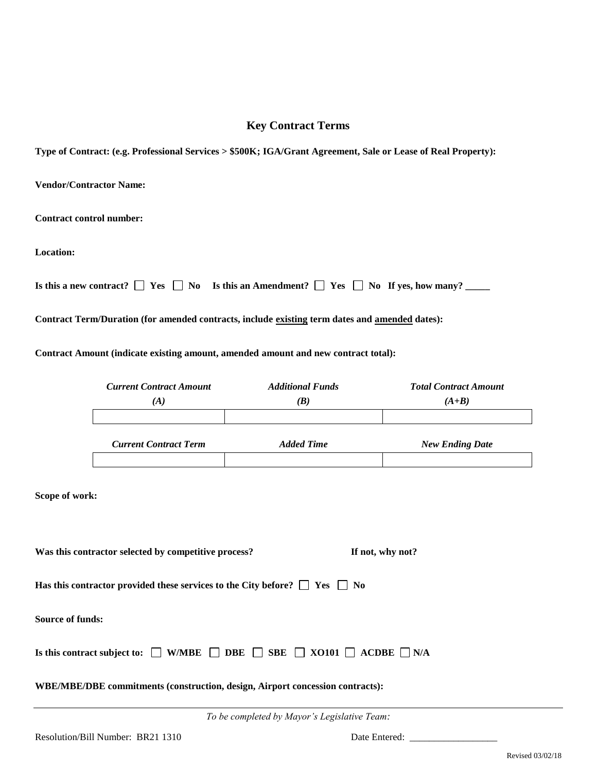## Key Contract Terms

**Type of Contract: (e.g. Professional Services > $500K; IGA/Grant Agreement, Sale or Lease of Real Property):**

**Vendor/Contractor Name:**

**Contract control number:**

**Location:**

**Is this a new contract?** ☐ **Yes** ☐ **No** **Is this an Amendment?** ☐ **Yes** ☐ **No** **If yes, how many? _____**

**Contract Term/Duration (for amended contracts, include existing term dates and amended dates):**

**Contract Amount (indicate existing amount, amended amount and new contract total):**

| *Current Contract Amount (A)* | *Additional Funds (B)* | *Total Contract Amount (A+B)* |
|---|---|---|
| | | |

| *Current Contract Term* | *Added Time* | *New Ending Date* |
|---|---|---|
| | | |

**Scope of work:**

**Was this contractor selected by competitive process?** **If not, why not?**

**Has this contractor provided these services to the City before?** ☐ **Yes** ☐ **No**

**Source of funds:**

**Is this contract subject to:** ☐ **W/MBE** ☐ **DBE** ☐ **SBE** ☐ **XO101** ☐ **ACDBE** ☐ **N/A**

**WBE/MBE/DBE commitments (construction, design, Airport concession contracts):**

---

*To be completed by Mayor's Legislative Team:*

Resolution/Bill Number: BR21 1310 Date Entered: __________________

Revised 03/02/18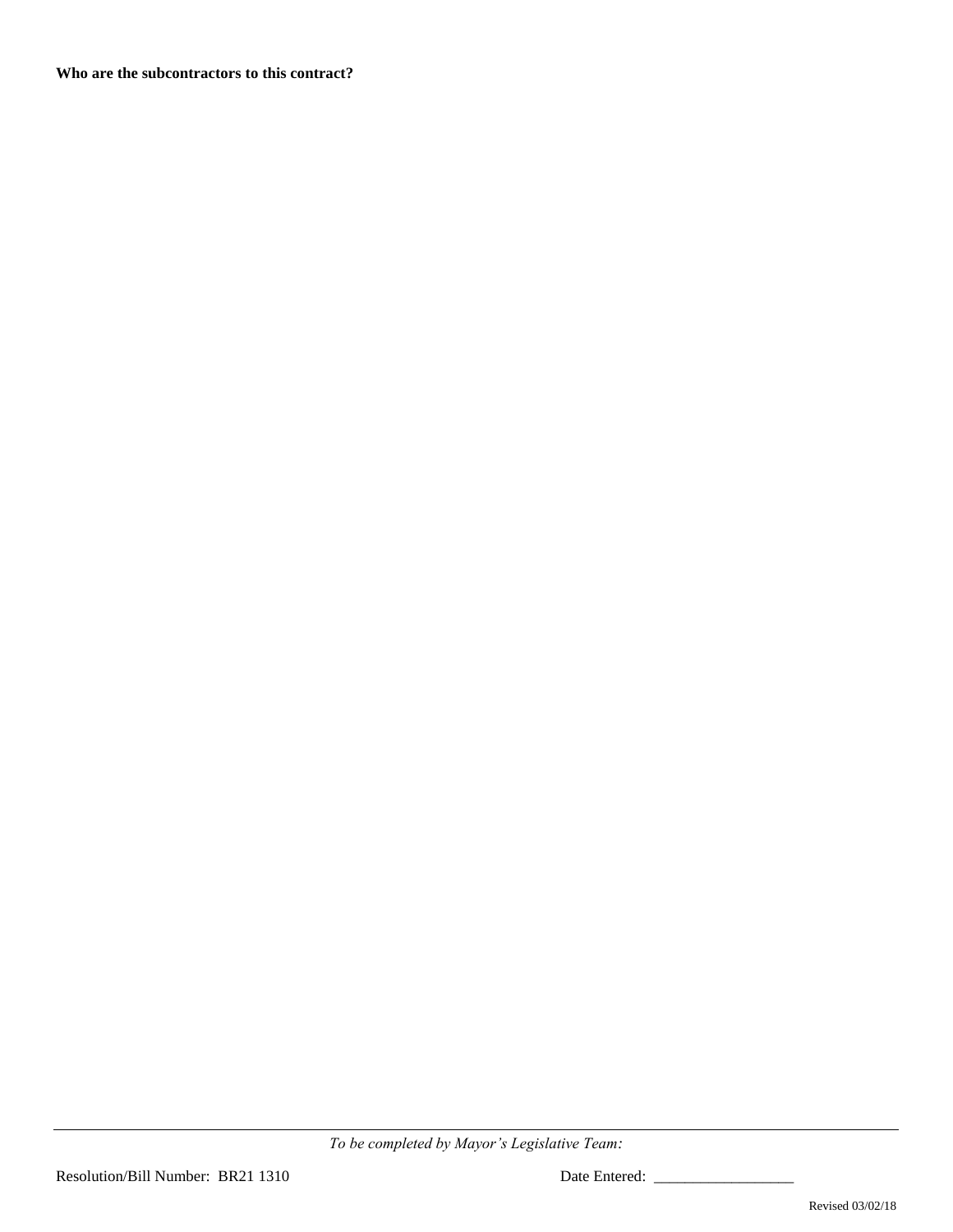**Who are the subcontractors to this contract?**

---

*To be completed by Mayor's Legislative Team:*

Resolution/Bill Number: BR21 1310

Date Entered: ___________________

Revised 03/02/18